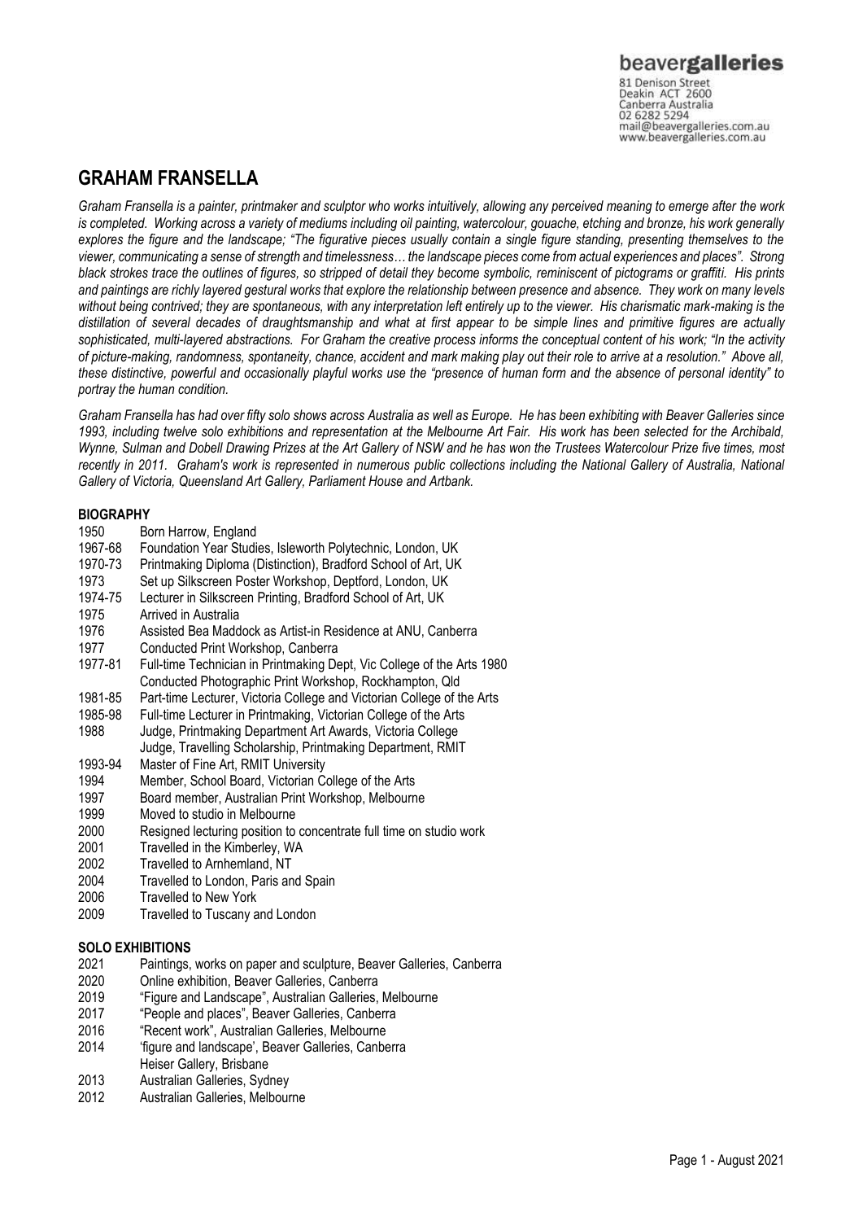beavergalleries
81 Denison Street
Deakin ACT 2600
Canberra Australia
02 6282 5294
mail@beavergalleries.com.au
www.beavergalleries.com.au

# GRAHAM FRANSELLA

*Graham Fransella is a painter, printmaker and sculptor who works intuitively, allowing any perceived meaning to emerge after the work is completed. Working across a variety of mediums including oil painting, watercolour, gouache, etching and bronze, his work generally explores the figure and the landscape; "The figurative pieces usually contain a single figure standing, presenting themselves to the viewer, communicating a sense of strength and timelessness… the landscape pieces come from actual experiences and places". Strong black strokes trace the outlines of figures, so stripped of detail they become symbolic, reminiscent of pictograms or graffiti. His prints and paintings are richly layered gestural works that explore the relationship between presence and absence. They work on many levels without being contrived; they are spontaneous, with any interpretation left entirely up to the viewer. His charismatic mark-making is the distillation of several decades of draughtsmanship and what at first appear to be simple lines and primitive figures are actually sophisticated, multi-layered abstractions. For Graham the creative process informs the conceptual content of his work; "In the activity of picture-making, randomness, spontaneity, chance, accident and mark making play out their role to arrive at a resolution." Above all, these distinctive, powerful and occasionally playful works use the "presence of human form and the absence of personal identity" to portray the human condition.*

*Graham Fransella has had over fifty solo shows across Australia as well as Europe. He has been exhibiting with Beaver Galleries since 1993, including twelve solo exhibitions and representation at the Melbourne Art Fair. His work has been selected for the Archibald, Wynne, Sulman and Dobell Drawing Prizes at the Art Gallery of NSW and he has won the Trustees Watercolour Prize five times, most recently in 2011. Graham's work is represented in numerous public collections including the National Gallery of Australia, National Gallery of Victoria, Queensland Art Gallery, Parliament House and Artbank.*

## BIOGRAPHY

1950 Born Harrow, England
1967-68 Foundation Year Studies, Isleworth Polytechnic, London, UK
1970-73 Printmaking Diploma (Distinction), Bradford School of Art, UK
1973 Set up Silkscreen Poster Workshop, Deptford, London, UK
1974-75 Lecturer in Silkscreen Printing, Bradford School of Art, UK
1975 Arrived in Australia
1976 Assisted Bea Maddock as Artist-in Residence at ANU, Canberra
1977 Conducted Print Workshop, Canberra
1977-81 Full-time Technician in Printmaking Dept, Vic College of the Arts 1980
Conducted Photographic Print Workshop, Rockhampton, Qld
1981-85 Part-time Lecturer, Victoria College and Victorian College of the Arts
1985-98 Full-time Lecturer in Printmaking, Victorian College of the Arts
1988 Judge, Printmaking Department Art Awards, Victoria College
Judge, Travelling Scholarship, Printmaking Department, RMIT
1993-94 Master of Fine Art, RMIT University
1994 Member, School Board, Victorian College of the Arts
1997 Board member, Australian Print Workshop, Melbourne
1999 Moved to studio in Melbourne
2000 Resigned lecturing position to concentrate full time on studio work
2001 Travelled in the Kimberley, WA
2002 Travelled to Arnhemland, NT
2004 Travelled to London, Paris and Spain
2006 Travelled to New York
2009 Travelled to Tuscany and London

## SOLO EXHIBITIONS

2021 Paintings, works on paper and sculpture, Beaver Galleries, Canberra
2020 Online exhibition, Beaver Galleries, Canberra
2019 "Figure and Landscape", Australian Galleries, Melbourne
2017 "People and places", Beaver Galleries, Canberra
2016 "Recent work", Australian Galleries, Melbourne
2014 'figure and landscape', Beaver Galleries, Canberra
Heiser Gallery, Brisbane
2013 Australian Galleries, Sydney
2012 Australian Galleries, Melbourne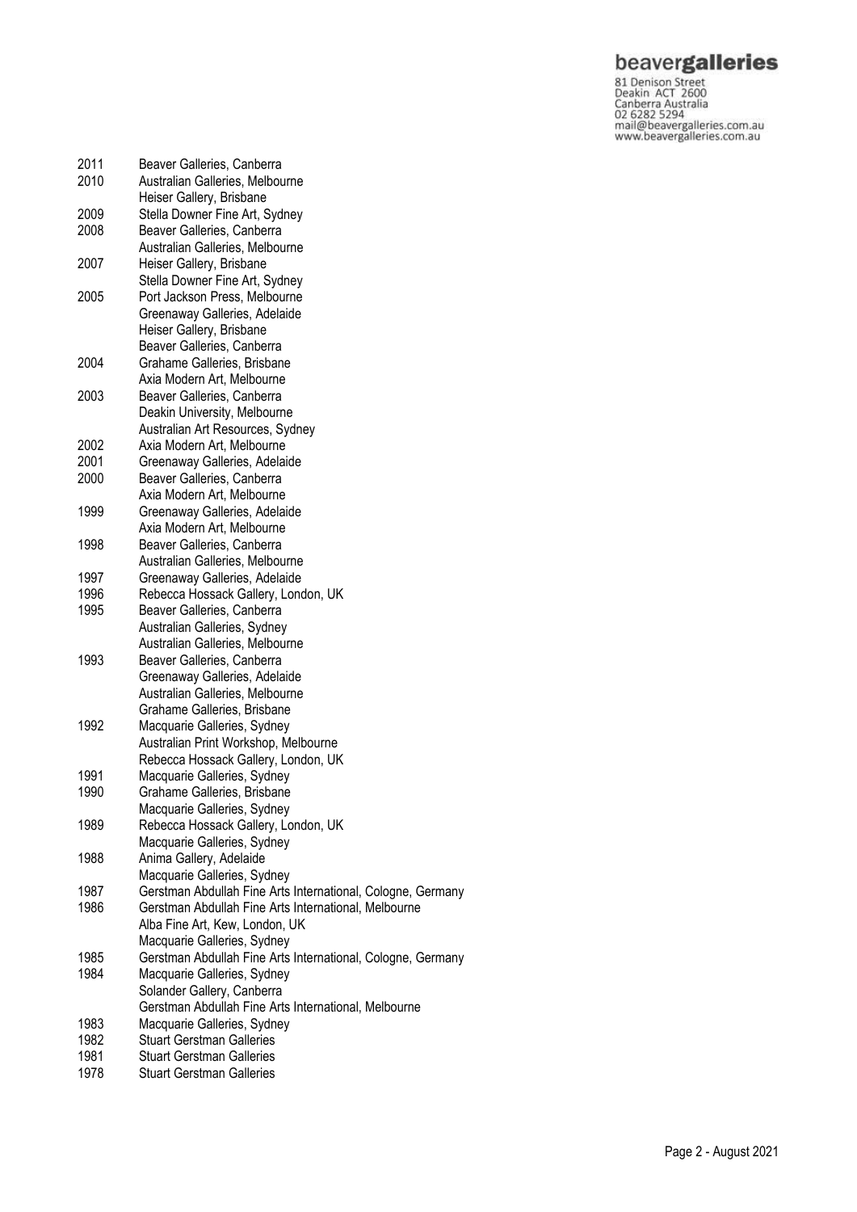| | |
|---|---|
| 2011 | Beaver Galleries, Canberra |
| 2010 | Australian Galleries, Melbourne |
| | Heiser Gallery, Brisbane |
| 2009 | Stella Downer Fine Art, Sydney |
| 2008 | Beaver Galleries, Canberra |
| | Australian Galleries, Melbourne |
| 2007 | Heiser Gallery, Brisbane |
| | Stella Downer Fine Art, Sydney |
| 2005 | Port Jackson Press, Melbourne |
| | Greenaway Galleries, Adelaide |
| | Heiser Gallery, Brisbane |
| | Beaver Galleries, Canberra |
| 2004 | Grahame Galleries, Brisbane |
| | Axia Modern Art, Melbourne |
| 2003 | Beaver Galleries, Canberra |
| | Deakin University, Melbourne |
| | Australian Art Resources, Sydney |
| 2002 | Axia Modern Art, Melbourne |
| 2001 | Greenaway Galleries, Adelaide |
| 2000 | Beaver Galleries, Canberra |
| | Axia Modern Art, Melbourne |
| 1999 | Greenaway Galleries, Adelaide |
| | Axia Modern Art, Melbourne |
| 1998 | Beaver Galleries, Canberra |
| | Australian Galleries, Melbourne |
| 1997 | Greenaway Galleries, Adelaide |
| 1996 | Rebecca Hossack Gallery, London, UK |
| 1995 | Beaver Galleries, Canberra |
| | Australian Galleries, Sydney |
| | Australian Galleries, Melbourne |
| 1993 | Beaver Galleries, Canberra |
| | Greenaway Galleries, Adelaide |
| | Australian Galleries, Melbourne |
| | Grahame Galleries, Brisbane |
| 1992 | Macquarie Galleries, Sydney |
| | Australian Print Workshop, Melbourne |
| | Rebecca Hossack Gallery, London, UK |
| 1991 | Macquarie Galleries, Sydney |
| 1990 | Grahame Galleries, Brisbane |
| | Macquarie Galleries, Sydney |
| 1989 | Rebecca Hossack Gallery, London, UK |
| | Macquarie Galleries, Sydney |
| 1988 | Anima Gallery, Adelaide |
| | Macquarie Galleries, Sydney |
| 1987 | Gerstman Abdullah Fine Arts International, Cologne, Germany |
| 1986 | Gerstman Abdullah Fine Arts International, Melbourne |
| | Alba Fine Art, Kew, London, UK |
| | Macquarie Galleries, Sydney |
| 1985 | Gerstman Abdullah Fine Arts International, Cologne, Germany |
| 1984 | Macquarie Galleries, Sydney |
| | Solander Gallery, Canberra |
| | Gerstman Abdullah Fine Arts International, Melbourne |
| 1983 | Macquarie Galleries, Sydney |
| 1982 | Stuart Gerstman Galleries |
| 1981 | Stuart Gerstman Galleries |
| 1978 | Stuart Gerstman Galleries |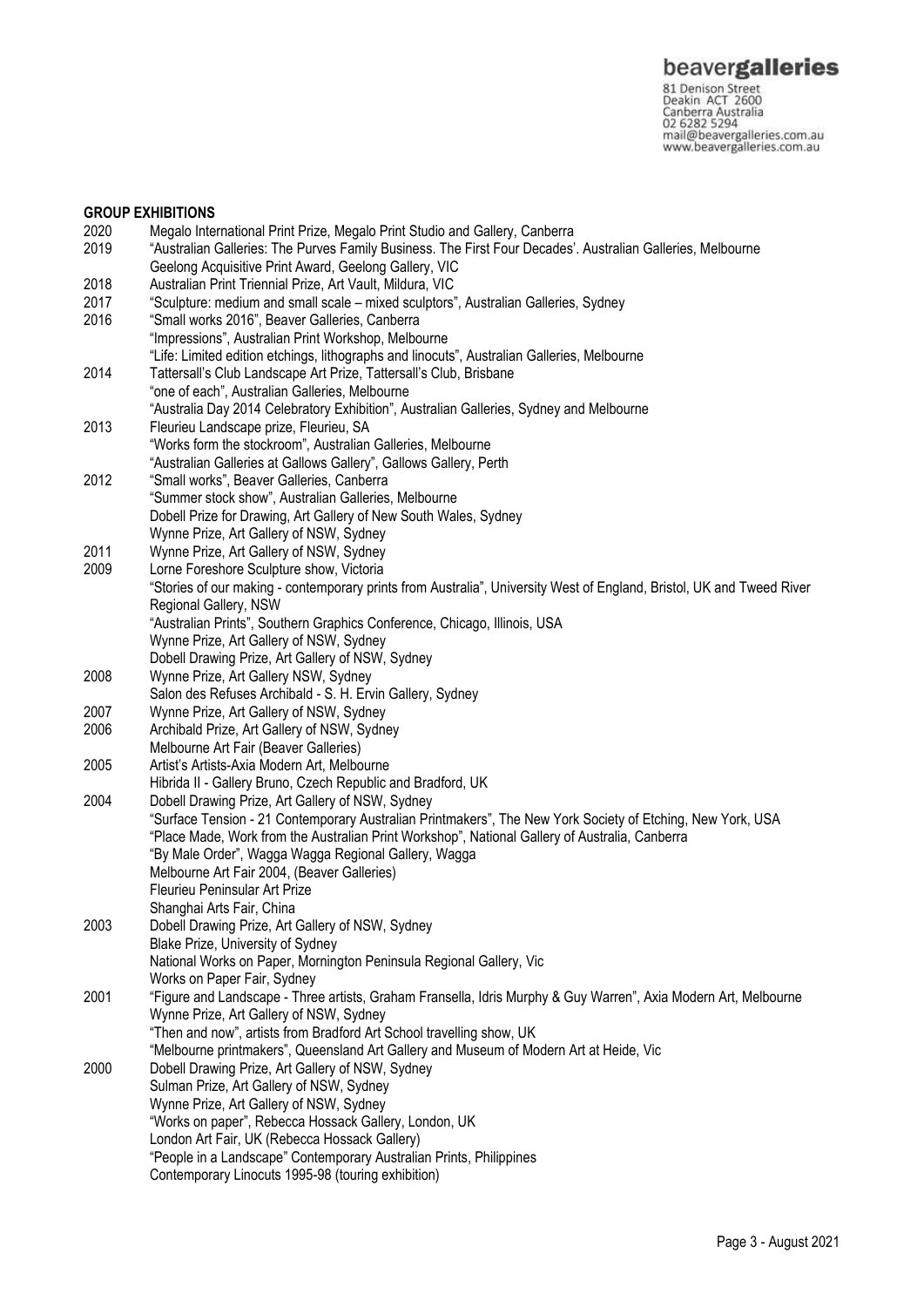## GROUP EXHIBITIONS

2020 Megalo International Print Prize, Megalo Print Studio and Gallery, Canberra

2019 "Australian Galleries: The Purves Family Business. The First Four Decades'. Australian Galleries, Melbourne
Geelong Acquisitive Print Award, Geelong Gallery, VIC

2018 Australian Print Triennial Prize, Art Vault, Mildura, VIC

2017 "Sculpture: medium and small scale – mixed sculptors", Australian Galleries, Sydney

2016 "Small works 2016", Beaver Galleries, Canberra
"Impressions", Australian Print Workshop, Melbourne
"Life: Limited edition etchings, lithographs and linocuts", Australian Galleries, Melbourne

2014 Tattersall's Club Landscape Art Prize, Tattersall's Club, Brisbane
"one of each", Australian Galleries, Melbourne
"Australia Day 2014 Celebratory Exhibition", Australian Galleries, Sydney and Melbourne

2013 Fleurieu Landscape prize, Fleurieu, SA
"Works form the stockroom", Australian Galleries, Melbourne
"Australian Galleries at Gallows Gallery", Gallows Gallery, Perth

2012 "Small works", Beaver Galleries, Canberra
"Summer stock show", Australian Galleries, Melbourne
Dobell Prize for Drawing, Art Gallery of New South Wales, Sydney
Wynne Prize, Art Gallery of NSW, Sydney

2011 Wynne Prize, Art Gallery of NSW, Sydney

2009 Lorne Foreshore Sculpture show, Victoria
"Stories of our making - contemporary prints from Australia", University West of England, Bristol, UK and Tweed River Regional Gallery, NSW
"Australian Prints", Southern Graphics Conference, Chicago, Illinois, USA
Wynne Prize, Art Gallery of NSW, Sydney
Dobell Drawing Prize, Art Gallery of NSW, Sydney

2008 Wynne Prize, Art Gallery NSW, Sydney
Salon des Refuses Archibald - S. H. Ervin Gallery, Sydney

2007 Wynne Prize, Art Gallery of NSW, Sydney

2006 Archibald Prize, Art Gallery of NSW, Sydney
Melbourne Art Fair (Beaver Galleries)

2005 Artist's Artists-Axia Modern Art, Melbourne
Hibrida II - Gallery Bruno, Czech Republic and Bradford, UK

2004 Dobell Drawing Prize, Art Gallery of NSW, Sydney
"Surface Tension - 21 Contemporary Australian Printmakers", The New York Society of Etching, New York, USA
"Place Made, Work from the Australian Print Workshop", National Gallery of Australia, Canberra
"By Male Order", Wagga Wagga Regional Gallery, Wagga
Melbourne Art Fair 2004, (Beaver Galleries)
Fleurieu Peninsular Art Prize
Shanghai Arts Fair, China

2003 Dobell Drawing Prize, Art Gallery of NSW, Sydney
Blake Prize, University of Sydney
National Works on Paper, Mornington Peninsula Regional Gallery, Vic
Works on Paper Fair, Sydney

2001 "Figure and Landscape - Three artists, Graham Fransella, Idris Murphy & Guy Warren", Axia Modern Art, Melbourne
Wynne Prize, Art Gallery of NSW, Sydney
"Then and now", artists from Bradford Art School travelling show, UK
"Melbourne printmakers", Queensland Art Gallery and Museum of Modern Art at Heide, Vic

2000 Dobell Drawing Prize, Art Gallery of NSW, Sydney
Sulman Prize, Art Gallery of NSW, Sydney
Wynne Prize, Art Gallery of NSW, Sydney
"Works on paper", Rebecca Hossack Gallery, London, UK
London Art Fair, UK (Rebecca Hossack Gallery)
"People in a Landscape" Contemporary Australian Prints, Philippines
Contemporary Linocuts 1995-98 (touring exhibition)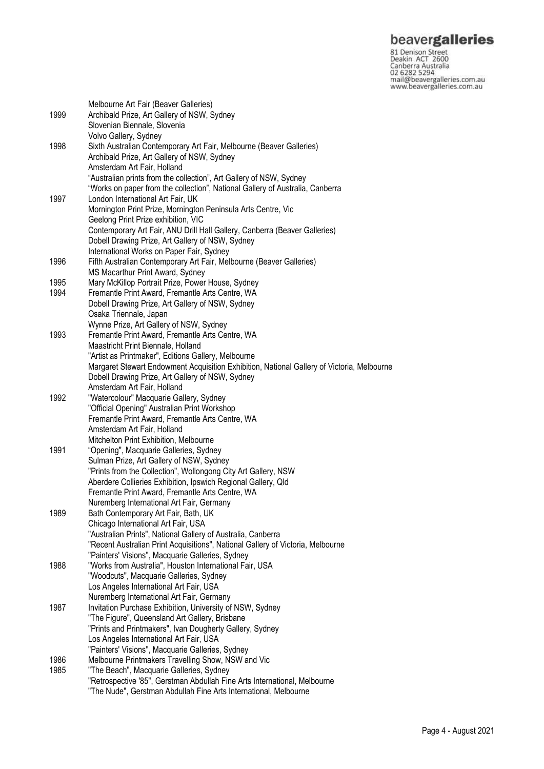| | |
|---|---|
| | Melbourne Art Fair (Beaver Galleries) |
| 1999 | Archibald Prize, Art Gallery of NSW, Sydney |
| | Slovenian Biennale, Slovenia |
| | Volvo Gallery, Sydney |
| 1998 | Sixth Australian Contemporary Art Fair, Melbourne (Beaver Galleries) |
| | Archibald Prize, Art Gallery of NSW, Sydney |
| | Amsterdam Art Fair, Holland |
| | "Australian prints from the collection", Art Gallery of NSW, Sydney |
| | "Works on paper from the collection", National Gallery of Australia, Canberra |
| 1997 | London International Art Fair, UK |
| | Mornington Print Prize, Mornington Peninsula Arts Centre, Vic |
| | Geelong Print Prize exhibition, VIC |
| | Contemporary Art Fair, ANU Drill Hall Gallery, Canberra (Beaver Galleries) |
| | Dobell Drawing Prize, Art Gallery of NSW, Sydney |
| | International Works on Paper Fair, Sydney |
| 1996 | Fifth Australian Contemporary Art Fair, Melbourne (Beaver Galleries) |
| | MS Macarthur Print Award, Sydney |
| 1995 | Mary McKillop Portrait Prize, Power House, Sydney |
| 1994 | Fremantle Print Award, Fremantle Arts Centre, WA |
| | Dobell Drawing Prize, Art Gallery of NSW, Sydney |
| | Osaka Triennale, Japan |
| | Wynne Prize, Art Gallery of NSW, Sydney |
| 1993 | Fremantle Print Award, Fremantle Arts Centre, WA |
| | Maastricht Print Biennale, Holland |
| | "Artist as Printmaker", Editions Gallery, Melbourne |
| | Margaret Stewart Endowment Acquisition Exhibition, National Gallery of Victoria, Melbourne |
| | Dobell Drawing Prize, Art Gallery of NSW, Sydney |
| | Amsterdam Art Fair, Holland |
| 1992 | "Watercolour" Macquarie Gallery, Sydney |
| | "Official Opening" Australian Print Workshop |
| | Fremantle Print Award, Fremantle Arts Centre, WA |
| | Amsterdam Art Fair, Holland |
| | Mitchelton Print Exhibition, Melbourne |
| 1991 | "Opening", Macquarie Galleries, Sydney |
| | Sulman Prize, Art Gallery of NSW, Sydney |
| | "Prints from the Collection", Wollongong City Art Gallery, NSW |
| | Aberdere Collieries Exhibition, Ipswich Regional Gallery, Qld |
| | Fremantle Print Award, Fremantle Arts Centre, WA |
| | Nuremberg International Art Fair, Germany |
| 1989 | Bath Contemporary Art Fair, Bath, UK |
| | Chicago International Art Fair, USA |
| | "Australian Prints", National Gallery of Australia, Canberra |
| | "Recent Australian Print Acquisitions", National Gallery of Victoria, Melbourne |
| | "Painters' Visions", Macquarie Galleries, Sydney |
| 1988 | "Works from Australia", Houston International Fair, USA |
| | "Woodcuts", Macquarie Galleries, Sydney |
| | Los Angeles International Art Fair, USA |
| | Nuremberg International Art Fair, Germany |
| 1987 | Invitation Purchase Exhibition, University of NSW, Sydney |
| | "The Figure", Queensland Art Gallery, Brisbane |
| | "Prints and Printmakers", Ivan Dougherty Gallery, Sydney |
| | Los Angeles International Art Fair, USA |
| | "Painters' Visions", Macquarie Galleries, Sydney |
| 1986 | Melbourne Printmakers Travelling Show, NSW and Vic |
| 1985 | "The Beach", Macquarie Galleries, Sydney |
| | "Retrospective '85", Gerstman Abdullah Fine Arts International, Melbourne |
| | "The Nude", Gerstman Abdullah Fine Arts International, Melbourne |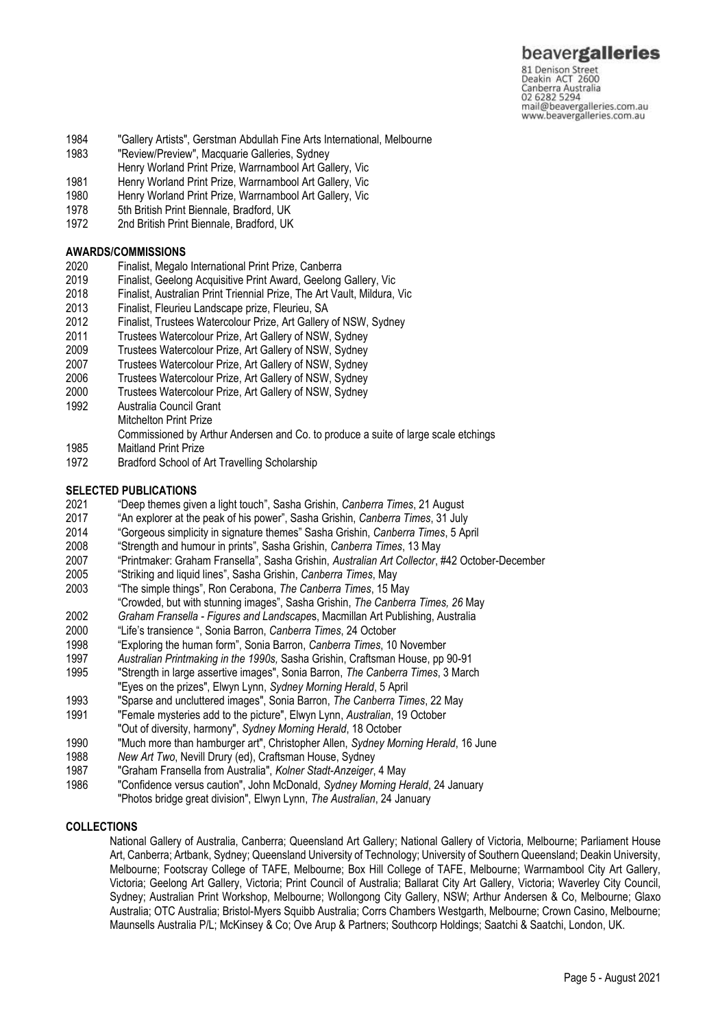1984 "Gallery Artists", Gerstman Abdullah Fine Arts International, Melbourne
1983 "Review/Preview", Macquarie Galleries, Sydney
Henry Worland Print Prize, Warrnambool Art Gallery, Vic
1981 Henry Worland Print Prize, Warrnambool Art Gallery, Vic
1980 Henry Worland Print Prize, Warrnambool Art Gallery, Vic
1978 5th British Print Biennale, Bradford, UK
1972 2nd British Print Biennale, Bradford, UK

**AWARDS/COMMISSIONS**

2020 Finalist, Megalo International Print Prize, Canberra
2019 Finalist, Geelong Acquisitive Print Award, Geelong Gallery, Vic
2018 Finalist, Australian Print Triennial Prize, The Art Vault, Mildura, Vic
2013 Finalist, Fleurieu Landscape prize, Fleurieu, SA
2012 Finalist, Trustees Watercolour Prize, Art Gallery of NSW, Sydney
2011 Trustees Watercolour Prize, Art Gallery of NSW, Sydney
2009 Trustees Watercolour Prize, Art Gallery of NSW, Sydney
2007 Trustees Watercolour Prize, Art Gallery of NSW, Sydney
2006 Trustees Watercolour Prize, Art Gallery of NSW, Sydney
2000 Trustees Watercolour Prize, Art Gallery of NSW, Sydney
1992 Australia Council Grant
Mitchelton Print Prize
Commissioned by Arthur Andersen and Co. to produce a suite of large scale etchings
1985 Maitland Print Prize
1972 Bradford School of Art Travelling Scholarship

**SELECTED PUBLICATIONS**

2021 "Deep themes given a light touch", Sasha Grishin, *Canberra Times*, 21 August
2017 "An explorer at the peak of his power", Sasha Grishin, *Canberra Times*, 31 July
2014 "Gorgeous simplicity in signature themes" Sasha Grishin, *Canberra Times*, 5 April
2008 "Strength and humour in prints", Sasha Grishin, *Canberra Times*, 13 May
2007 "Printmaker: Graham Fransella", Sasha Grishin, *Australian Art Collector*, #42 October-December
2005 "Striking and liquid lines", Sasha Grishin, *Canberra Times*, May
2003 "The simple things", Ron Cerabona, *The Canberra Times*, 15 May
"Crowded, but with stunning images", Sasha Grishin, *The Canberra Times, 26* May
2002 *Graham Fransella - Figures and Landscape*s, Macmillan Art Publishing, Australia
2000 "Life's transience ", Sonia Barron, *Canberra Times*, 24 October
1998 "Exploring the human form", Sonia Barron, *Canberra Times*, 10 November
1997 *Australian Printmaking in the 1990s,* Sasha Grishin, Craftsman House, pp 90-91
1995 "Strength in large assertive images", Sonia Barron, *The Canberra Times*, 3 March
"Eyes on the prizes", Elwyn Lynn, *Sydney Morning Herald*, 5 April
1993 "Sparse and uncluttered images", Sonia Barron, *The Canberra Times*, 22 May
1991 "Female mysteries add to the picture", Elwyn Lynn, *Australian*, 19 October
"Out of diversity, harmony", *Sydney Morning Herald*, 18 October
1990 "Much more than hamburger art", Christopher Allen, *Sydney Morning Herald*, 16 June
1988 *New Art Two*, Nevill Drury (ed), Craftsman House, Sydney
1987 "Graham Fransella from Australia", *Kolner Stadt-Anzeiger*, 4 May
1986 "Confidence versus caution", John McDonald, *Sydney Morning Herald*, 24 January
"Photos bridge great division", Elwyn Lynn, *The Australian*, 24 January

**COLLECTIONS**

National Gallery of Australia, Canberra; Queensland Art Gallery; National Gallery of Victoria, Melbourne; Parliament House Art, Canberra; Artbank, Sydney; Queensland University of Technology; University of Southern Queensland; Deakin University, Melbourne; Footscray College of TAFE, Melbourne; Box Hill College of TAFE, Melbourne; Warrnambool City Art Gallery, Victoria; Geelong Art Gallery, Victoria; Print Council of Australia; Ballarat City Art Gallery, Victoria; Waverley City Council, Sydney; Australian Print Workshop, Melbourne; Wollongong City Gallery, NSW; Arthur Andersen & Co, Melbourne; Glaxo Australia; OTC Australia; Bristol-Myers Squibb Australia; Corrs Chambers Westgarth, Melbourne; Crown Casino, Melbourne; Maunsells Australia P/L; McKinsey & Co; Ove Arup & Partners; Southcorp Holdings; Saatchi & Saatchi, London, UK.